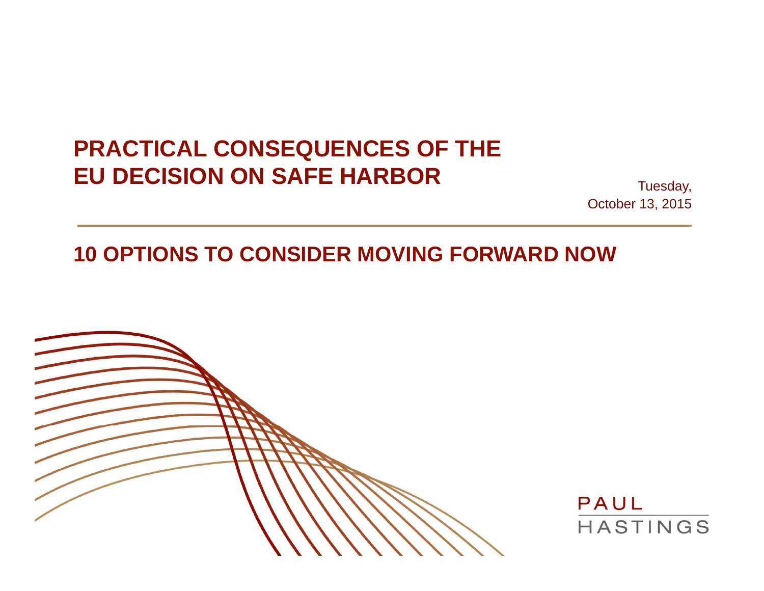# PRACTICAL CONSEQUENCES OF THE EU DECISION ON SAFE HARBOR

Tuesday,
October 13, 2015

## 10 OPTIONS TO CONSIDER MOVING FORWARD NOW

PAUL HASTINGS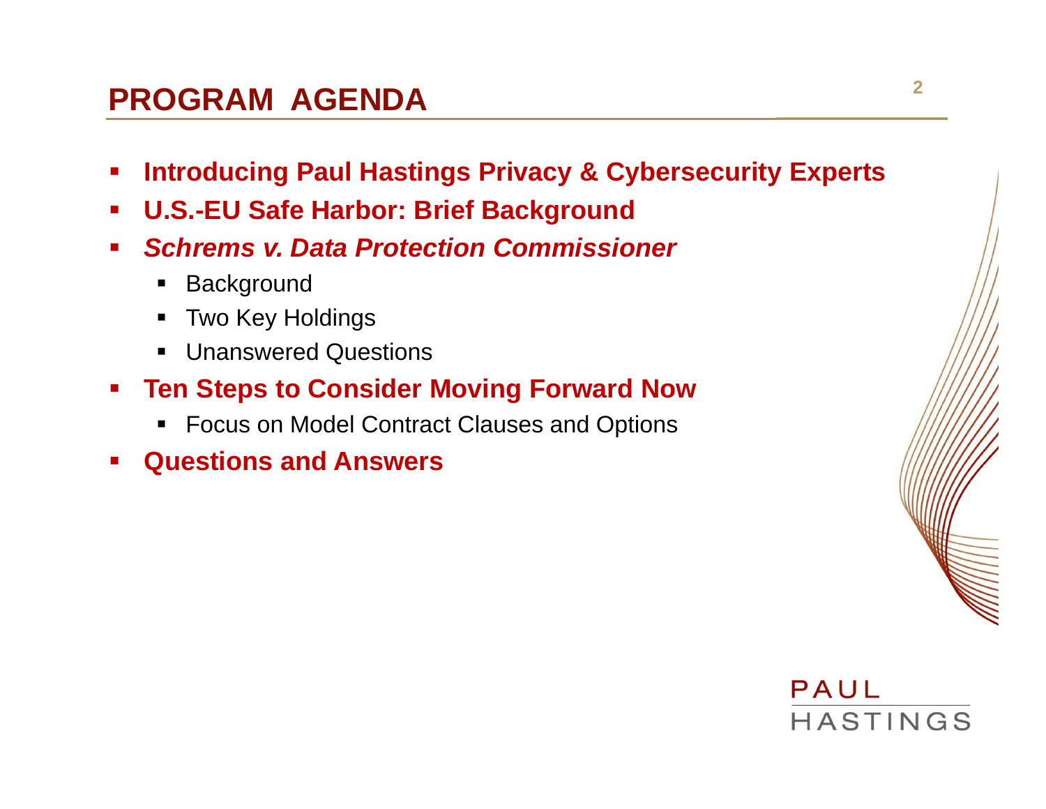# PROGRAM AGENDA

- **Introducing Paul Hastings Privacy & Cybersecurity Experts**
- **U.S.-EU Safe Harbor: Brief Background**
- ***Schrems v. Data Protection Commissioner***
  - Background
  - Two Key Holdings
  - Unanswered Questions
- **Ten Steps to Consider Moving Forward Now**
  - Focus on Model Contract Clauses and Options
- **Questions and Answers**

PAUL HASTINGS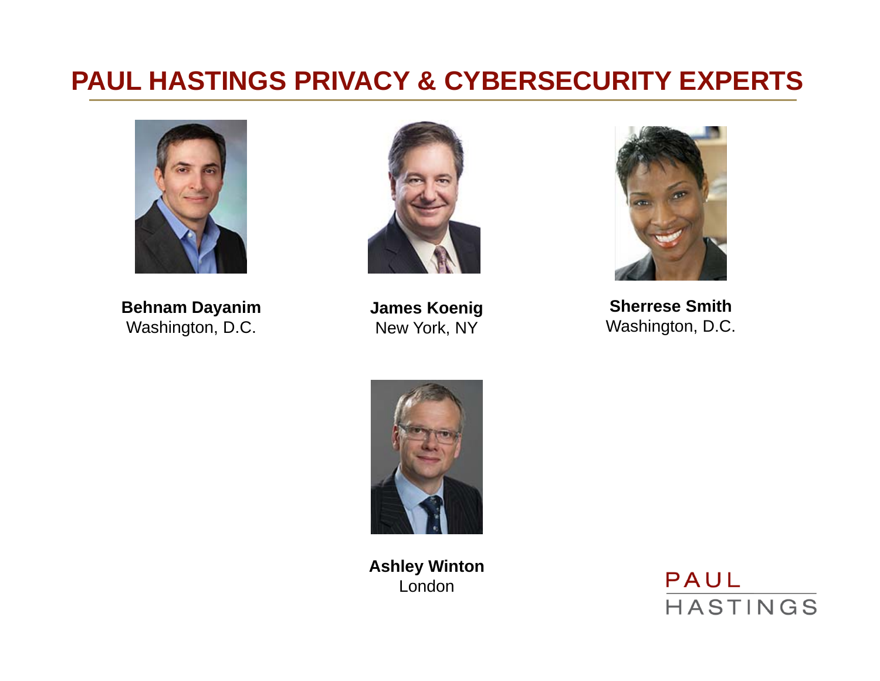# PAUL HASTINGS PRIVACY & CYBERSECURITY EXPERTS

**Behnam Dayanim**
Washington, D.C.

**James Koenig**
New York, NY

**Sherrese Smith**
Washington, D.C.

**Ashley Winton**
London

PAUL
HASTINGS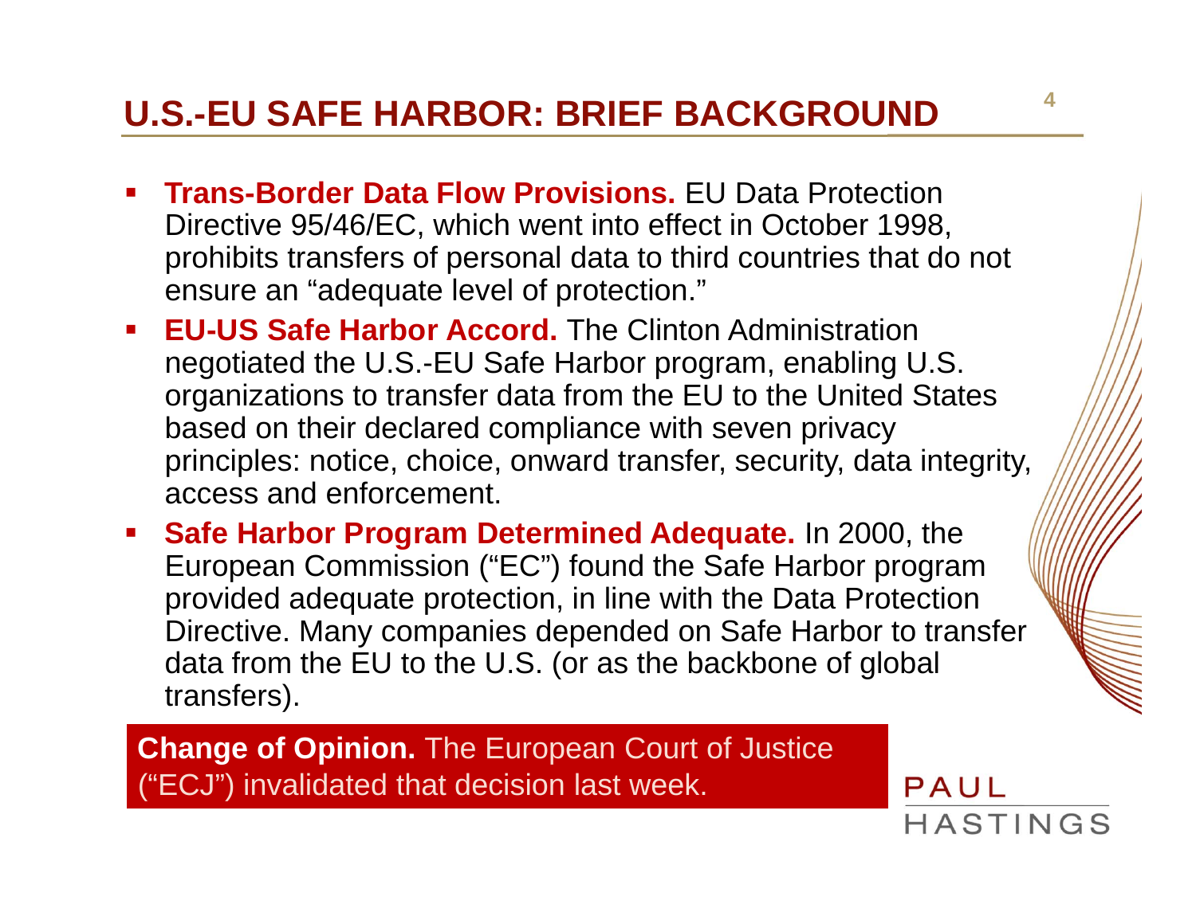# U.S.-EU SAFE HARBOR: BRIEF BACKGROUND

- **Trans-Border Data Flow Provisions.** EU Data Protection Directive 95/46/EC, which went into effect in October 1998, prohibits transfers of personal data to third countries that do not ensure an "adequate level of protection."
- **EU-US Safe Harbor Accord.** The Clinton Administration negotiated the U.S.-EU Safe Harbor program, enabling U.S. organizations to transfer data from the EU to the United States based on their declared compliance with seven privacy principles: notice, choice, onward transfer, security, data integrity, access and enforcement.
- **Safe Harbor Program Determined Adequate.** In 2000, the European Commission ("EC") found the Safe Harbor program provided adequate protection, in line with the Data Protection Directive. Many companies depended on Safe Harbor to transfer data from the EU to the U.S. (or as the backbone of global transfers).

**Change of Opinion.** The European Court of Justice ("ECJ") invalidated that decision last week.

PAUL HASTINGS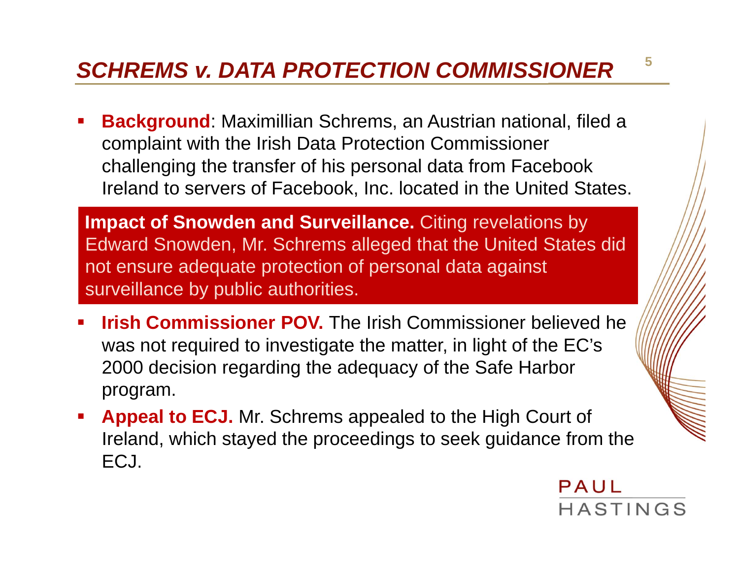# *SCHREMS v. DATA PROTECTION COMMISSIONER*

- **Background**: Maximillian Schrems, an Austrian national, filed a complaint with the Irish Data Protection Commissioner challenging the transfer of his personal data from Facebook Ireland to servers of Facebook, Inc. located in the United States.

**Impact of Snowden and Surveillance.** Citing revelations by Edward Snowden, Mr. Schrems alleged that the United States did not ensure adequate protection of personal data against surveillance by public authorities.

- **Irish Commissioner POV.** The Irish Commissioner believed he was not required to investigate the matter, in light of the EC's 2000 decision regarding the adequacy of the Safe Harbor program.
- **Appeal to ECJ.** Mr. Schrems appealed to the High Court of Ireland, which stayed the proceedings to seek guidance from the ECJ.

PAUL HASTINGS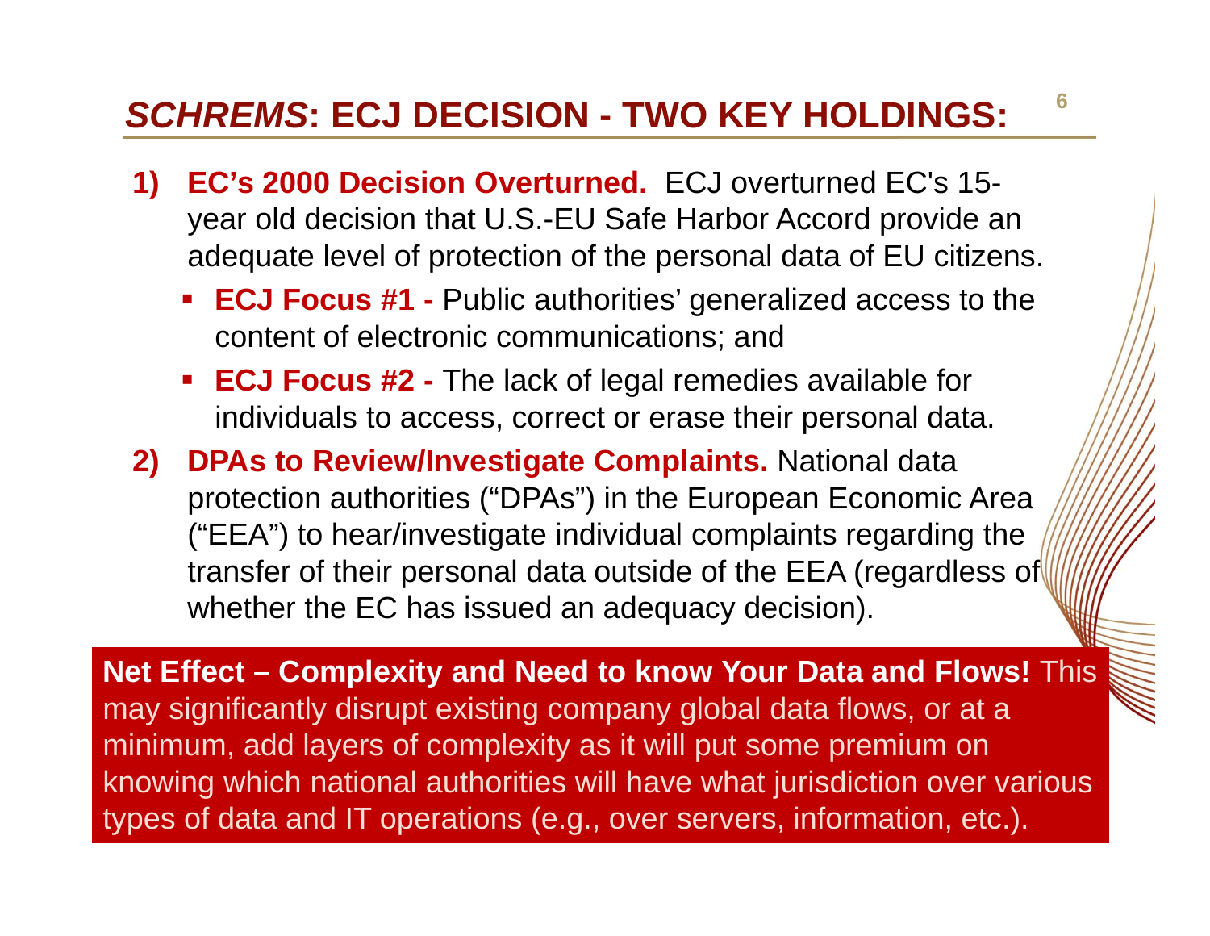# *SCHREMS*: ECJ DECISION - TWO KEY HOLDINGS:

1) **EC's 2000 Decision Overturned.** ECJ overturned EC's 15-year old decision that U.S.-EU Safe Harbor Accord provide an adequate level of protection of the personal data of EU citizens.
   - **ECJ Focus #1 -** Public authorities' generalized access to the content of electronic communications; and
   - **ECJ Focus #2 -** The lack of legal remedies available for individuals to access, correct or erase their personal data.
2) **DPAs to Review/Investigate Complaints.** National data protection authorities ("DPAs") in the European Economic Area ("EEA") to hear/investigate individual complaints regarding the transfer of their personal data outside of the EEA (regardless of whether the EC has issued an adequacy decision).

**Net Effect – Complexity and Need to know Your Data and Flows!** This may significantly disrupt existing company global data flows, or at a minimum, add layers of complexity as it will put some premium on knowing which national authorities will have what jurisdiction over various types of data and IT operations (e.g., over servers, information, etc.).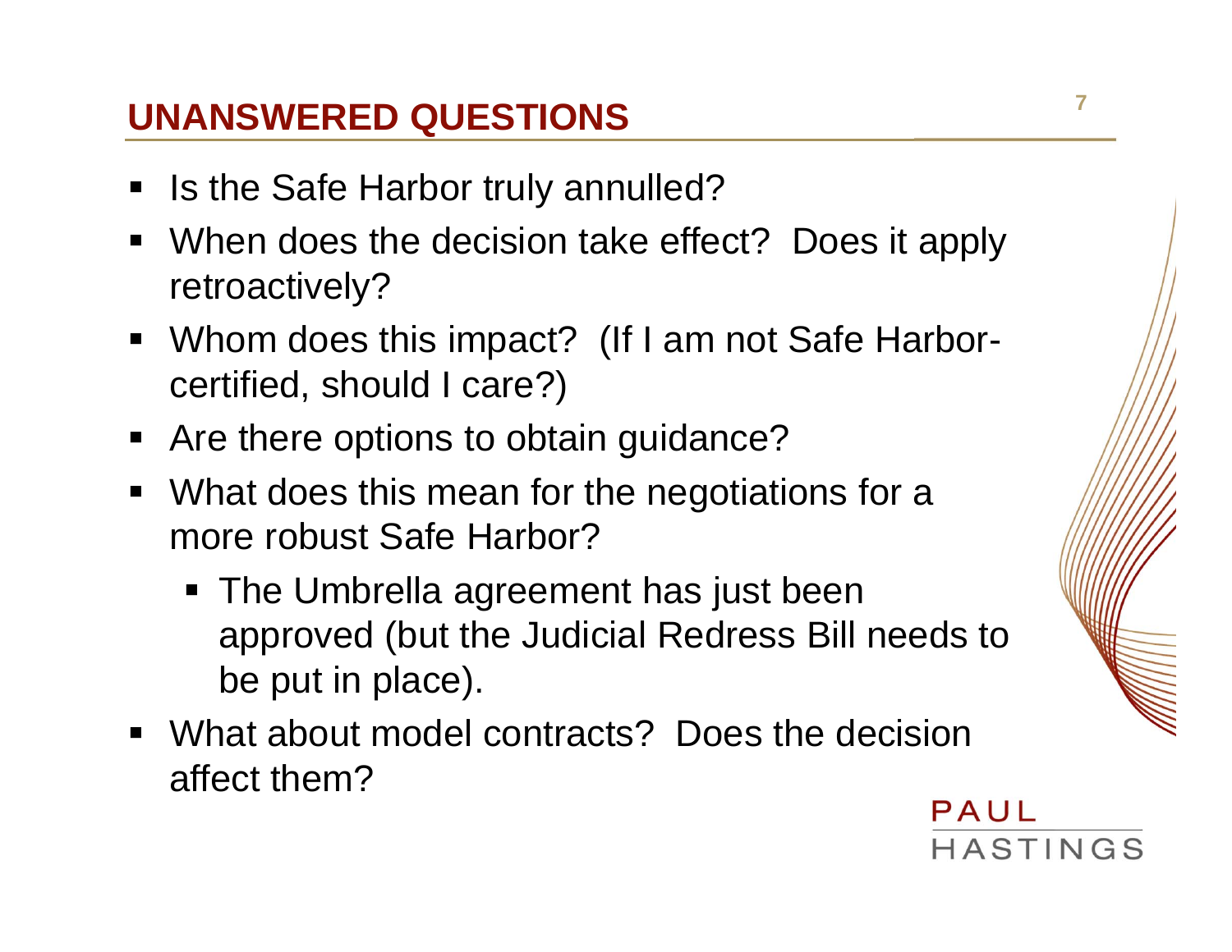## UNANSWERED QUESTIONS

- Is the Safe Harbor truly annulled?
- When does the decision take effect? Does it apply retroactively?
- Whom does this impact? (If I am not Safe Harbor-certified, should I care?)
- Are there options to obtain guidance?
- What does this mean for the negotiations for a more robust Safe Harbor?
  - The Umbrella agreement has just been approved (but the Judicial Redress Bill needs to be put in place).
- What about model contracts? Does the decision affect them?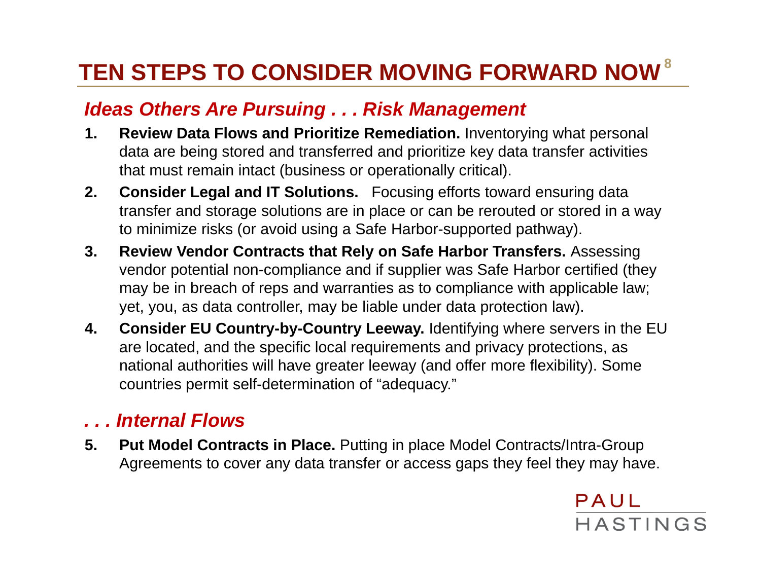# TEN STEPS TO CONSIDER MOVING FORWARD NOW

## *Ideas Others Are Pursuing . . . Risk Management*

1. **Review Data Flows and Prioritize Remediation.** Inventorying what personal data are being stored and transferred and prioritize key data transfer activities that must remain intact (business or operationally critical).
2. **Consider Legal and IT Solutions.** Focusing efforts toward ensuring data transfer and storage solutions are in place or can be rerouted or stored in a way to minimize risks (or avoid using a Safe Harbor-supported pathway).
3. **Review Vendor Contracts that Rely on Safe Harbor Transfers.** Assessing vendor potential non-compliance and if supplier was Safe Harbor certified (they may be in breach of reps and warranties as to compliance with applicable law; yet, you, as data controller, may be liable under data protection law).
4. **Consider EU Country-by-Country Leeway.** Identifying where servers in the EU are located, and the specific local requirements and privacy protections, as national authorities will have greater leeway (and offer more flexibility). Some countries permit self-determination of "adequacy."

## *. . . Internal Flows*

5. **Put Model Contracts in Place.** Putting in place Model Contracts/Intra-Group Agreements to cover any data transfer or access gaps they feel they may have.

PAUL HASTINGS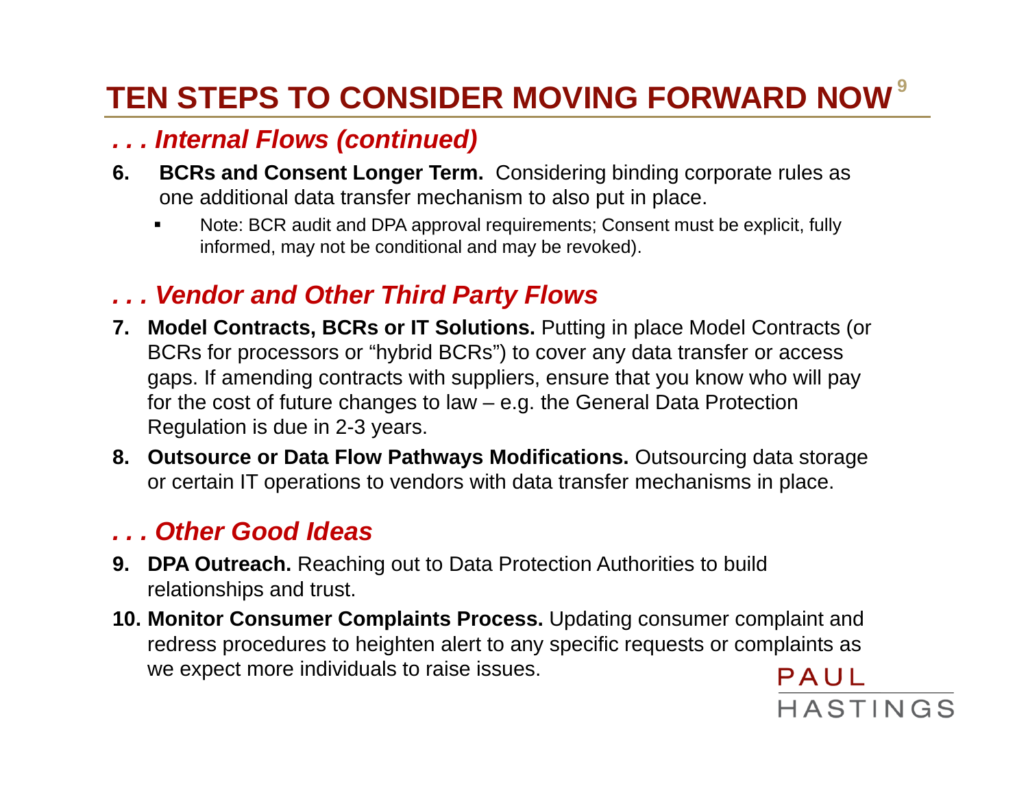# TEN STEPS TO CONSIDER MOVING FORWARD NOW

## *. . . Internal Flows (continued)*

6. **BCRs and Consent Longer Term.** Considering binding corporate rules as one additional data transfer mechanism to also put in place.
   - Note: BCR audit and DPA approval requirements; Consent must be explicit, fully informed, may not be conditional and may be revoked).

## *. . . Vendor and Other Third Party Flows*

7. **Model Contracts, BCRs or IT Solutions.** Putting in place Model Contracts (or BCRs for processors or "hybrid BCRs") to cover any data transfer or access gaps. If amending contracts with suppliers, ensure that you know who will pay for the cost of future changes to law – e.g. the General Data Protection Regulation is due in 2-3 years.
8. **Outsource or Data Flow Pathways Modifications.** Outsourcing data storage or certain IT operations to vendors with data transfer mechanisms in place.

## *. . . Other Good Ideas*

9. **DPA Outreach.** Reaching out to Data Protection Authorities to build relationships and trust.
10. **Monitor Consumer Complaints Process.** Updating consumer complaint and redress procedures to heighten alert to any specific requests or complaints as we expect more individuals to raise issues.

PAUL HASTINGS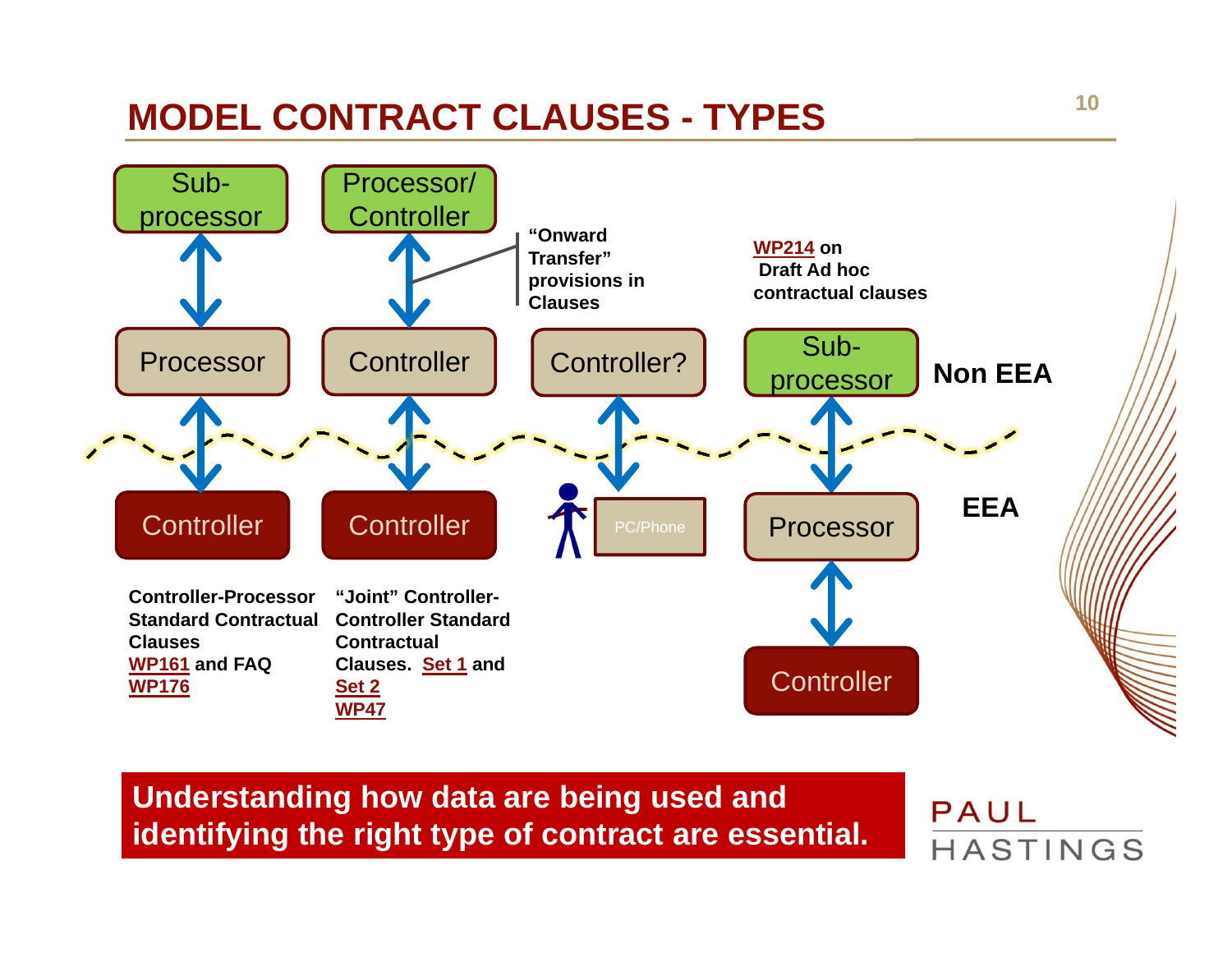# MODEL CONTRACT CLAUSES - TYPES

Sub-processor | Processor/ Controller

"Onward Transfer" provisions in Clauses

WP214 on Draft Ad hoc contractual clauses

Processor | Controller | Controller? | Sub-processor — **Non EEA**

Controller | Controller | PC/Phone | Processor — **EEA**

Controller

**Controller-Processor Standard Contractual Clauses WP161 and FAQ WP176**

**"Joint" Controller-Controller Standard Contractual Clauses. Set 1 and Set 2 WP47**

**Understanding how data are being used and identifying the right type of contract are essential.**

PAUL HASTINGS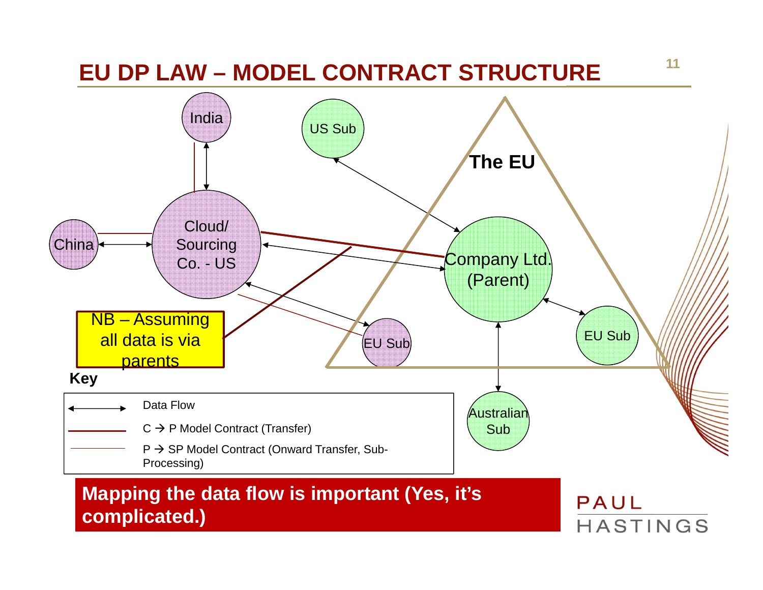# EU DP LAW – MODEL CONTRACT STRUCTURE

India

US Sub

The EU

China

Cloud/ Sourcing Co. - US

Company Ltd. (Parent)

NB – Assuming all data is via parents

EU Sub

EU Sub

Australian Sub

**Key**

| | |
|---|---|
| ↔ | Data Flow |
| ― (red) | C → P Model Contract (Transfer) |
| ― (thin) | P → SP Model Contract (Onward Transfer, Sub-Processing) |

**Mapping the data flow is important (Yes, it's complicated.)**

PAUL HASTINGS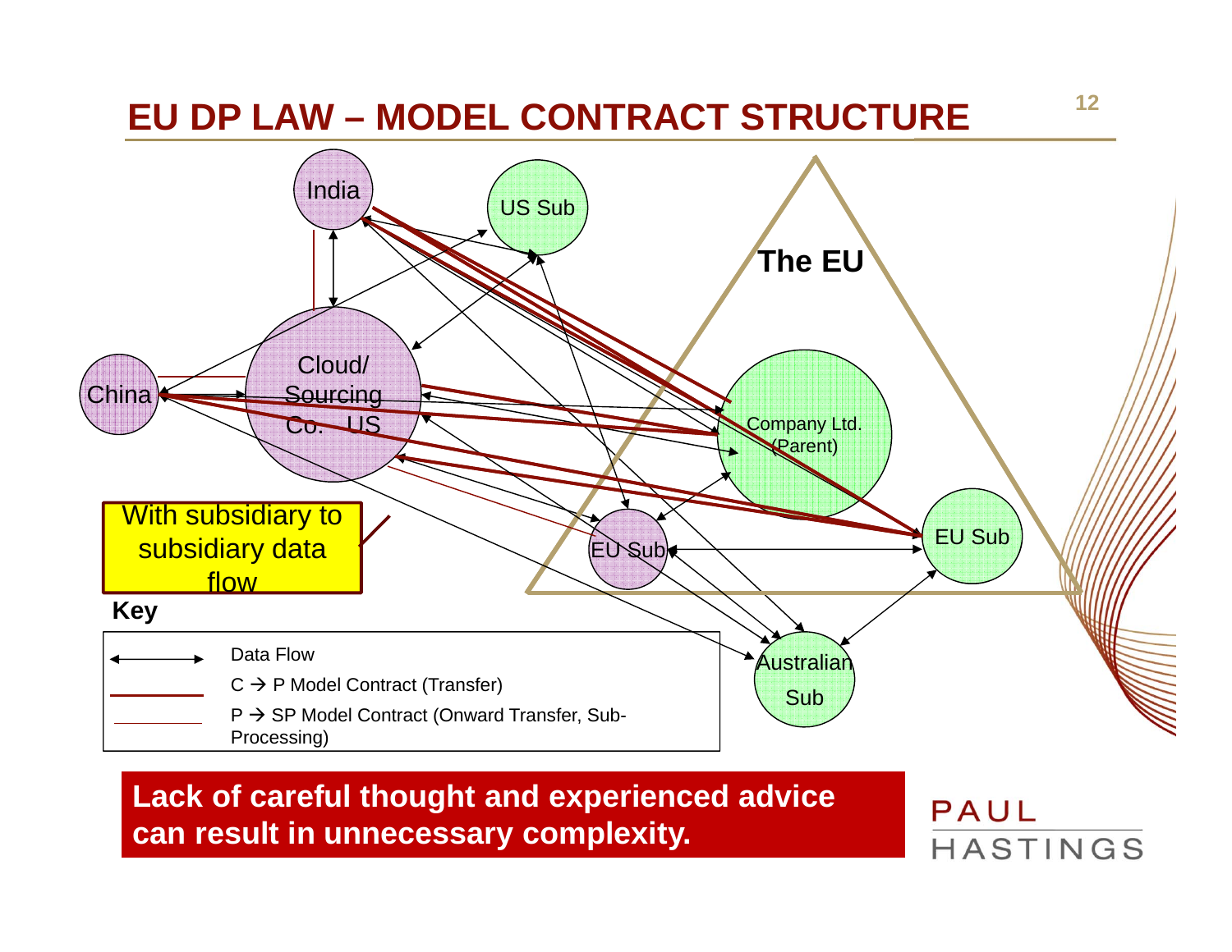# EU DP LAW – MODEL CONTRACT STRUCTURE

India

US Sub

The EU

Cloud/ Sourcing Co. US

China

Company Ltd. (Parent)

EU Sub

EU Sub

Australian Sub

With subsidiary to subsidiary data flow

**Key**

| | |
|---|---|
| ←→ | Data Flow |
| (red line) | C → P Model Contract (Transfer) |
| (thin line) | P → SP Model Contract (Onward Transfer, Sub-Processing) |

**Lack of careful thought and experienced advice can result in unnecessary complexity.**

PAUL HASTINGS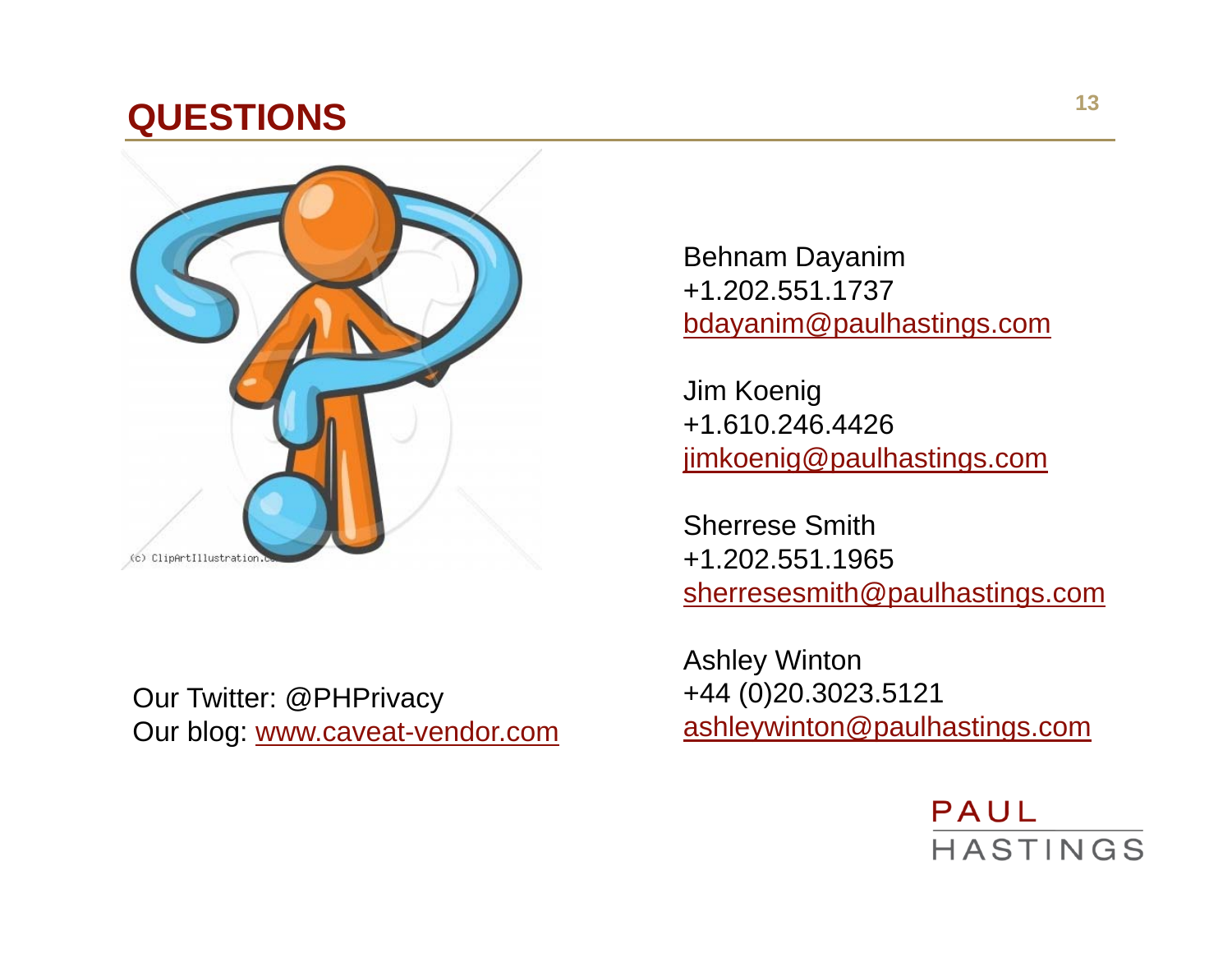# QUESTIONS

Our Twitter: @PHPrivacy
Our blog: www.caveat-vendor.com

Behnam Dayanim
+1.202.551.1737
bdayanim@paulhastings.com

Jim Koenig
+1.610.246.4426
jimkoenig@paulhastings.com

Sherrese Smith
+1.202.551.1965
sherresesmith@paulhastings.com

Ashley Winton
+44 (0)20.3023.5121
ashleywinton@paulhastings.com

PAUL HASTINGS